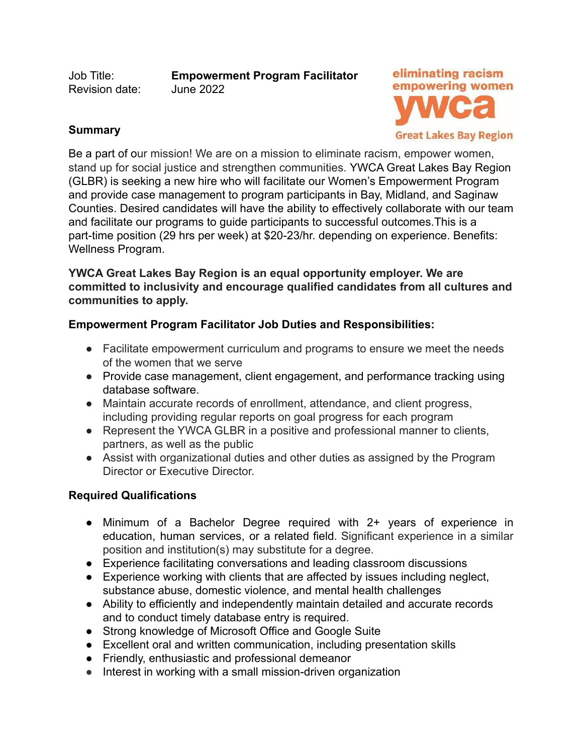Job Title: **Empowerment Program Facilitator**
Revision date: June 2022

eliminating racism
empowering women
ywca
Great Lakes Bay Region

**Summary**

Be a part of our mission! We are on a mission to eliminate racism, empower women, stand up for social justice and strengthen communities. YWCA Great Lakes Bay Region (GLBR) is seeking a new hire who will facilitate our Women's Empowerment Program and provide case management to program participants in Bay, Midland, and Saginaw Counties. Desired candidates will have the ability to effectively collaborate with our team and facilitate our programs to guide participants to successful outcomes.This is a part-time position (29 hrs per week) at $20-23/hr. depending on experience. Benefits: Wellness Program.

**YWCA Great Lakes Bay Region is an equal opportunity employer. We are committed to inclusivity and encourage qualified candidates from all cultures and communities to apply.**

**Empowerment Program Facilitator Job Duties and Responsibilities:**

- Facilitate empowerment curriculum and programs to ensure we meet the needs of the women that we serve
- Provide case management, client engagement, and performance tracking using database software.
- Maintain accurate records of enrollment, attendance, and client progress, including providing regular reports on goal progress for each program
- Represent the YWCA GLBR in a positive and professional manner to clients, partners, as well as the public
- Assist with organizational duties and other duties as assigned by the Program Director or Executive Director.

**Required Qualifications**

- Minimum of a Bachelor Degree required with 2+ years of experience in education, human services, or a related field. Significant experience in a similar position and institution(s) may substitute for a degree.
- Experience facilitating conversations and leading classroom discussions
- Experience working with clients that are affected by issues including neglect, substance abuse, domestic violence, and mental health challenges
- Ability to efficiently and independently maintain detailed and accurate records and to conduct timely database entry is required.
- Strong knowledge of Microsoft Office and Google Suite
- Excellent oral and written communication, including presentation skills
- Friendly, enthusiastic and professional demeanor
- Interest in working with a small mission-driven organization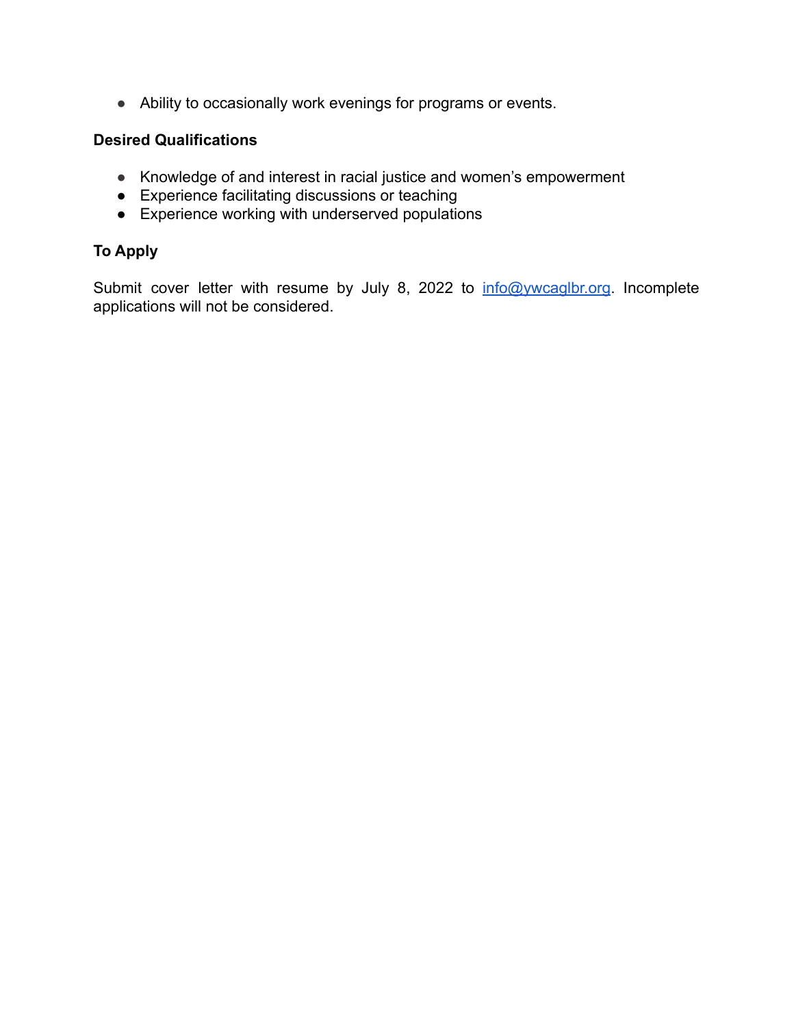- Ability to occasionally work evenings for programs or events.

**Desired Qualifications**

- Knowledge of and interest in racial justice and women's empowerment
- Experience facilitating discussions or teaching
- Experience working with underserved populations

**To Apply**

Submit cover letter with resume by July 8, 2022 to info@ywcaglbr.org. Incomplete applications will not be considered.